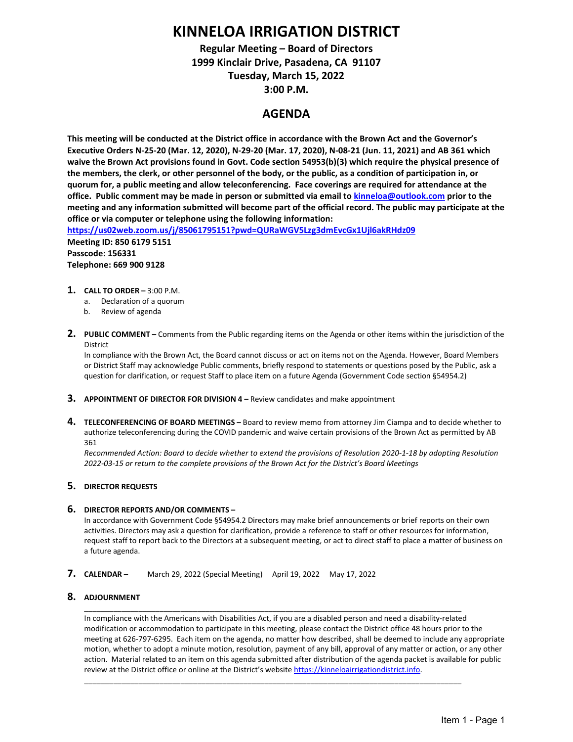# KINNELOA IRRIGATION DISTRICT

**Regular Meeting – Board of Directors**
**1999 Kinclair Drive, Pasadena, CA 91107**
**Tuesday, March 15, 2022**
**3:00 P.M.**

## AGENDA

**This meeting will be conducted at the District office in accordance with the Brown Act and the Governor's Executive Orders N-25-20 (Mar. 12, 2020), N-29-20 (Mar. 17, 2020), N-08-21 (Jun. 11, 2021) and AB 361 which waive the Brown Act provisions found in Govt. Code section 54953(b)(3) which require the physical presence of the members, the clerk, or other personnel of the body, or the public, as a condition of participation in, or quorum for, a public meeting and allow teleconferencing. Face coverings are required for attendance at the office. Public comment may be made in person or submitted via email to kinneloa@outlook.com prior to the meeting and any information submitted will become part of the official record. The public may participate at the office or via computer or telephone using the following information:**
**https://us02web.zoom.us/j/85061795151?pwd=QURaWGV5Lzg3dmEvcGx1Ujl6akRHdz09**
**Meeting ID: 850 6179 5151**
**Passcode: 156331**
**Telephone: 669 900 9128**

1. **CALL TO ORDER –** 3:00 P.M.
   a. Declaration of a quorum
   b. Review of agenda

2. **PUBLIC COMMENT –** Comments from the Public regarding items on the Agenda or other items within the jurisdiction of the District
   In compliance with the Brown Act, the Board cannot discuss or act on items not on the Agenda. However, Board Members or District Staff may acknowledge Public comments, briefly respond to statements or questions posed by the Public, ask a question for clarification, or request Staff to place item on a future Agenda (Government Code section §54954.2)

3. **APPOINTMENT OF DIRECTOR FOR DIVISION 4 –** Review candidates and make appointment

4. **TELECONFERENCING OF BOARD MEETINGS –** Board to review memo from attorney Jim Ciampa and to decide whether to authorize teleconferencing during the COVID pandemic and waive certain provisions of the Brown Act as permitted by AB 361
   *Recommended Action: Board to decide whether to extend the provisions of Resolution 2020-1-18 by adopting Resolution 2022-03-15 or return to the complete provisions of the Brown Act for the District's Board Meetings*

5. **DIRECTOR REQUESTS**

6. **DIRECTOR REPORTS AND/OR COMMENTS –**
   In accordance with Government Code §54954.2 Directors may make brief announcements or brief reports on their own activities. Directors may ask a question for clarification, provide a reference to staff or other resources for information, request staff to report back to the Directors at a subsequent meeting, or act to direct staff to place a matter of business on a future agenda.

7. **CALENDAR –** March 29, 2022 (Special Meeting) April 19, 2022 May 17, 2022

8. **ADJOURNMENT**

---

In compliance with the Americans with Disabilities Act, if you are a disabled person and need a disability-related modification or accommodation to participate in this meeting, please contact the District office 48 hours prior to the meeting at 626-797-6295. Each item on the agenda, no matter how described, shall be deemed to include any appropriate motion, whether to adopt a minute motion, resolution, payment of any bill, approval of any matter or action, or any other action. Material related to an item on this agenda submitted after distribution of the agenda packet is available for public review at the District office or online at the District's website https://kinneloairrigationdistrict.info.

---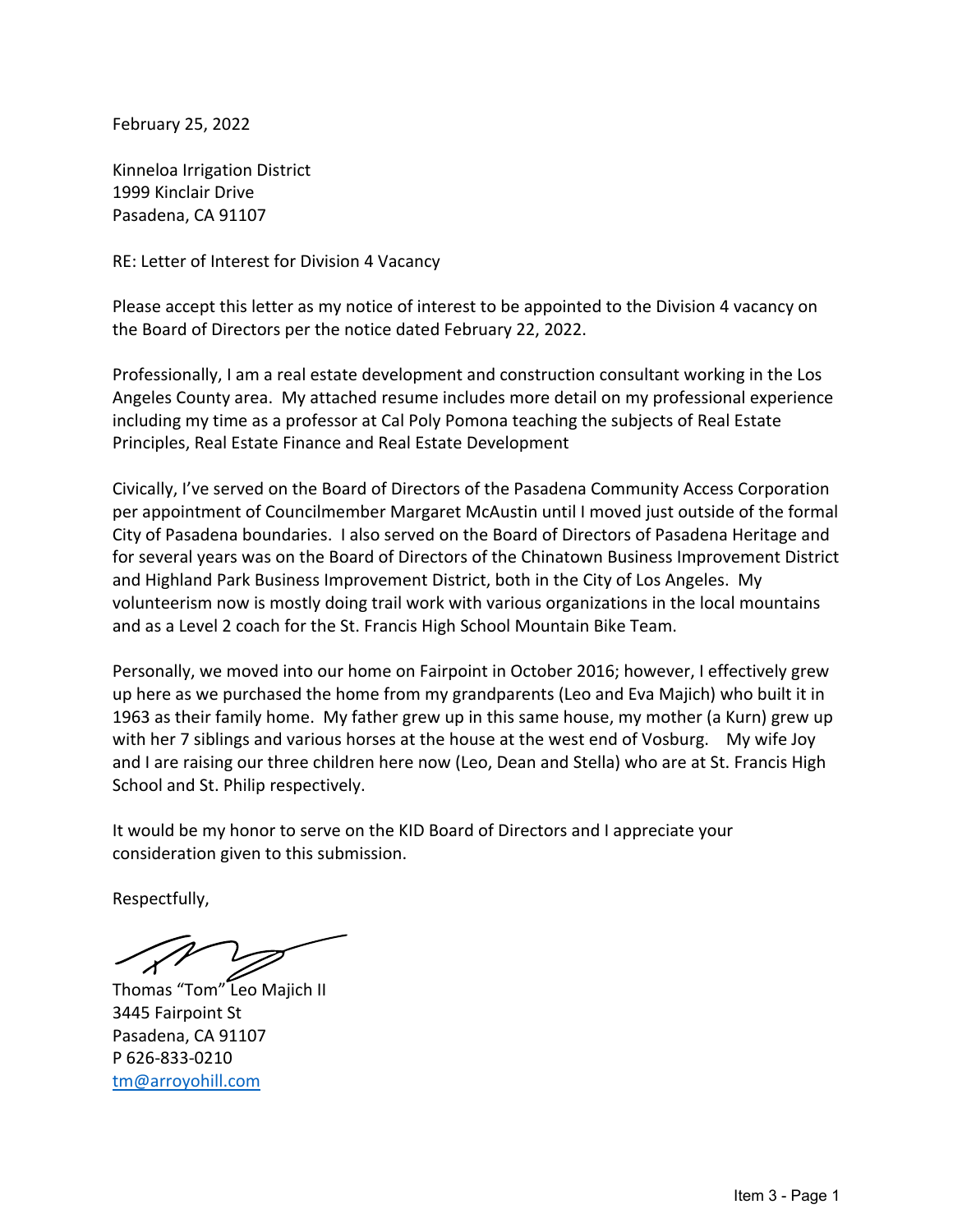February 25, 2022

Kinneloa Irrigation District
1999 Kinclair Drive
Pasadena, CA 91107

RE: Letter of Interest for Division 4 Vacancy

Please accept this letter as my notice of interest to be appointed to the Division 4 vacancy on the Board of Directors per the notice dated February 22, 2022.

Professionally, I am a real estate development and construction consultant working in the Los Angeles County area. My attached resume includes more detail on my professional experience including my time as a professor at Cal Poly Pomona teaching the subjects of Real Estate Principles, Real Estate Finance and Real Estate Development

Civically, I've served on the Board of Directors of the Pasadena Community Access Corporation per appointment of Councilmember Margaret McAustin until I moved just outside of the formal City of Pasadena boundaries. I also served on the Board of Directors of Pasadena Heritage and for several years was on the Board of Directors of the Chinatown Business Improvement District and Highland Park Business Improvement District, both in the City of Los Angeles. My volunteerism now is mostly doing trail work with various organizations in the local mountains and as a Level 2 coach for the St. Francis High School Mountain Bike Team.

Personally, we moved into our home on Fairpoint in October 2016; however, I effectively grew up here as we purchased the home from my grandparents (Leo and Eva Majich) who built it in 1963 as their family home. My father grew up in this same house, my mother (a Kurn) grew up with her 7 siblings and various horses at the house at the west end of Vosburg. My wife Joy and I are raising our three children here now (Leo, Dean and Stella) who are at St. Francis High School and St. Philip respectively.

It would be my honor to serve on the KID Board of Directors and I appreciate your consideration given to this submission.

Respectfully,

Thomas "Tom" Leo Majich II
3445 Fairpoint St
Pasadena, CA 91107
P 626-833-0210
tm@arroyohill.com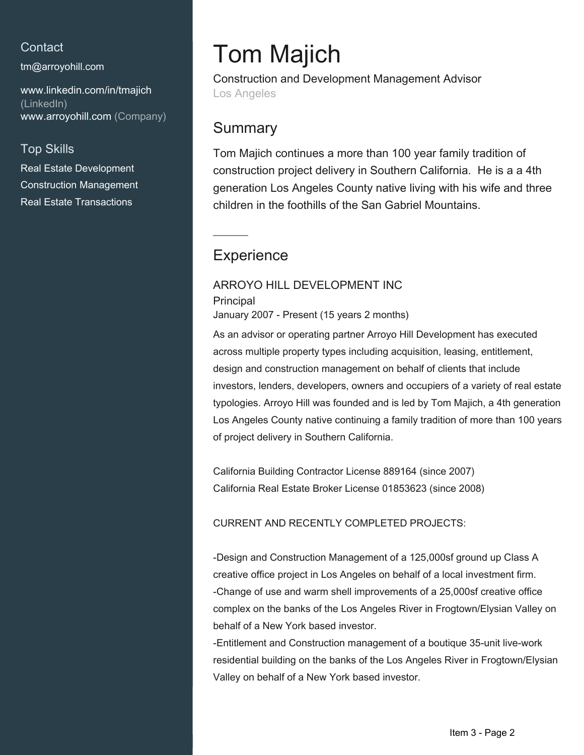## Contact

tm@arroyohill.com

www.linkedin.com/in/tmajich (LinkedIn)
www.arroyohill.com (Company)

## Top Skills

Real Estate Development
Construction Management
Real Estate Transactions

# Tom Majich

Construction and Development Management Advisor
Los Angeles

## Summary

Tom Majich continues a more than 100 year family tradition of construction project delivery in Southern California. He is a a 4th generation Los Angeles County native living with his wife and three children in the foothills of the San Gabriel Mountains.

## Experience

### ARROYO HILL DEVELOPMENT INC

Principal
January 2007 - Present (15 years 2 months)

As an advisor or operating partner Arroyo Hill Development has executed across multiple property types including acquisition, leasing, entitlement, design and construction management on behalf of clients that include investors, lenders, developers, owners and occupiers of a variety of real estate typologies. Arroyo Hill was founded and is led by Tom Majich, a 4th generation Los Angeles County native continuing a family tradition of more than 100 years of project delivery in Southern California.

California Building Contractor License 889164 (since 2007)
California Real Estate Broker License 01853623 (since 2008)

CURRENT AND RECENTLY COMPLETED PROJECTS:

-Design and Construction Management of a 125,000sf ground up Class A creative office project in Los Angeles on behalf of a local investment firm.
-Change of use and warm shell improvements of a 25,000sf creative office complex on the banks of the Los Angeles River in Frogtown/Elysian Valley on behalf of a New York based investor.
-Entitlement and Construction management of a boutique 35-unit live-work residential building on the banks of the Los Angeles River in Frogtown/Elysian Valley on behalf of a New York based investor.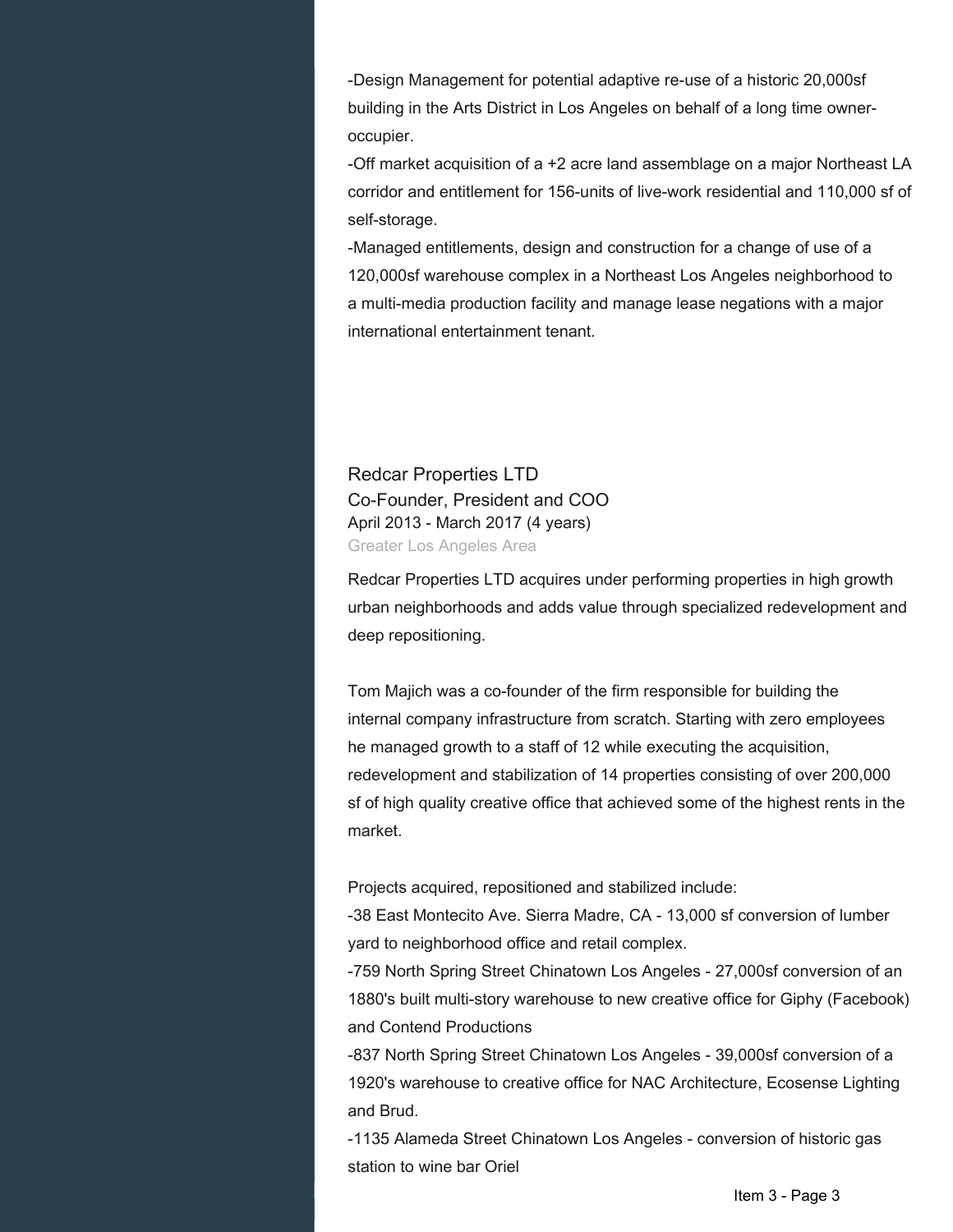-Design Management for potential adaptive re-use of a historic 20,000sf building in the Arts District in Los Angeles on behalf of a long time owner-occupier.

-Off market acquisition of a +2 acre land assemblage on a major Northeast LA corridor and entitlement for 156-units of live-work residential and 110,000 sf of self-storage.

-Managed entitlements, design and construction for a change of use of a 120,000sf warehouse complex in a Northeast Los Angeles neighborhood to a multi-media production facility and manage lease negations with a major international entertainment tenant.

### Redcar Properties LTD

Co-Founder, President and COO

April 2013 - March 2017 (4 years)

Greater Los Angeles Area

Redcar Properties LTD acquires under performing properties in high growth urban neighborhoods and adds value through specialized redevelopment and deep repositioning.

Tom Majich was a co-founder of the firm responsible for building the internal company infrastructure from scratch. Starting with zero employees he managed growth to a staff of 12 while executing the acquisition, redevelopment and stabilization of 14 properties consisting of over 200,000 sf of high quality creative office that achieved some of the highest rents in the market.

Projects acquired, repositioned and stabilized include:

-38 East Montecito Ave. Sierra Madre, CA - 13,000 sf conversion of lumber yard to neighborhood office and retail complex.

-759 North Spring Street Chinatown Los Angeles - 27,000sf conversion of an 1880's built multi-story warehouse to new creative office for Giphy (Facebook) and Contend Productions

-837 North Spring Street Chinatown Los Angeles - 39,000sf conversion of a 1920's warehouse to creative office for NAC Architecture, Ecosense Lighting and Brud.

-1135 Alameda Street Chinatown Los Angeles - conversion of historic gas station to wine bar Oriel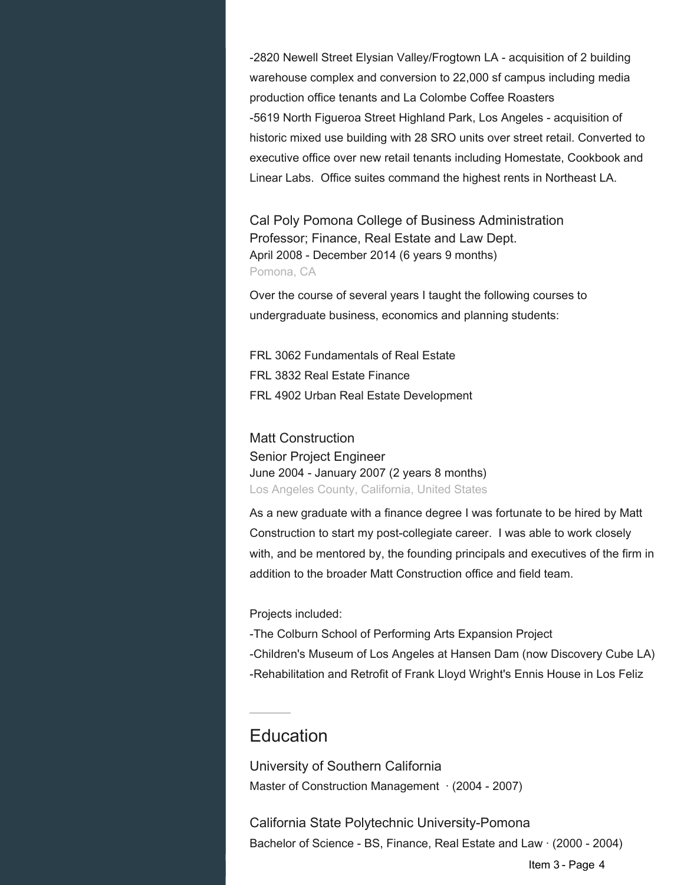-2820 Newell Street Elysian Valley/Frogtown LA - acquisition of 2 building warehouse complex and conversion to 22,000 sf campus including media production office tenants and La Colombe Coffee Roasters
-5619 North Figueroa Street Highland Park, Los Angeles - acquisition of historic mixed use building with 28 SRO units over street retail. Converted to executive office over new retail tenants including Homestate, Cookbook and Linear Labs. Office suites command the highest rents in Northeast LA.

### Cal Poly Pomona College of Business Administration
Professor; Finance, Real Estate and Law Dept.
April 2008 - December 2014 (6 years 9 months)
Pomona, CA

Over the course of several years I taught the following courses to undergraduate business, economics and planning students:

FRL 3062 Fundamentals of Real Estate
FRL 3832 Real Estate Finance
FRL 4902 Urban Real Estate Development

### Matt Construction
Senior Project Engineer
June 2004 - January 2007 (2 years 8 months)
Los Angeles County, California, United States

As a new graduate with a finance degree I was fortunate to be hired by Matt Construction to start my post-collegiate career. I was able to work closely with, and be mentored by, the founding principals and executives of the firm in addition to the broader Matt Construction office and field team.

Projects included:
-The Colburn School of Performing Arts Expansion Project
-Children's Museum of Los Angeles at Hansen Dam (now Discovery Cube LA)
-Rehabilitation and Retrofit of Frank Lloyd Wright's Ennis House in Los Feliz

## Education

### University of Southern California
Master of Construction Management · (2004 - 2007)

### California State Polytechnic University-Pomona
Bachelor of Science - BS, Finance, Real Estate and Law · (2000 - 2004)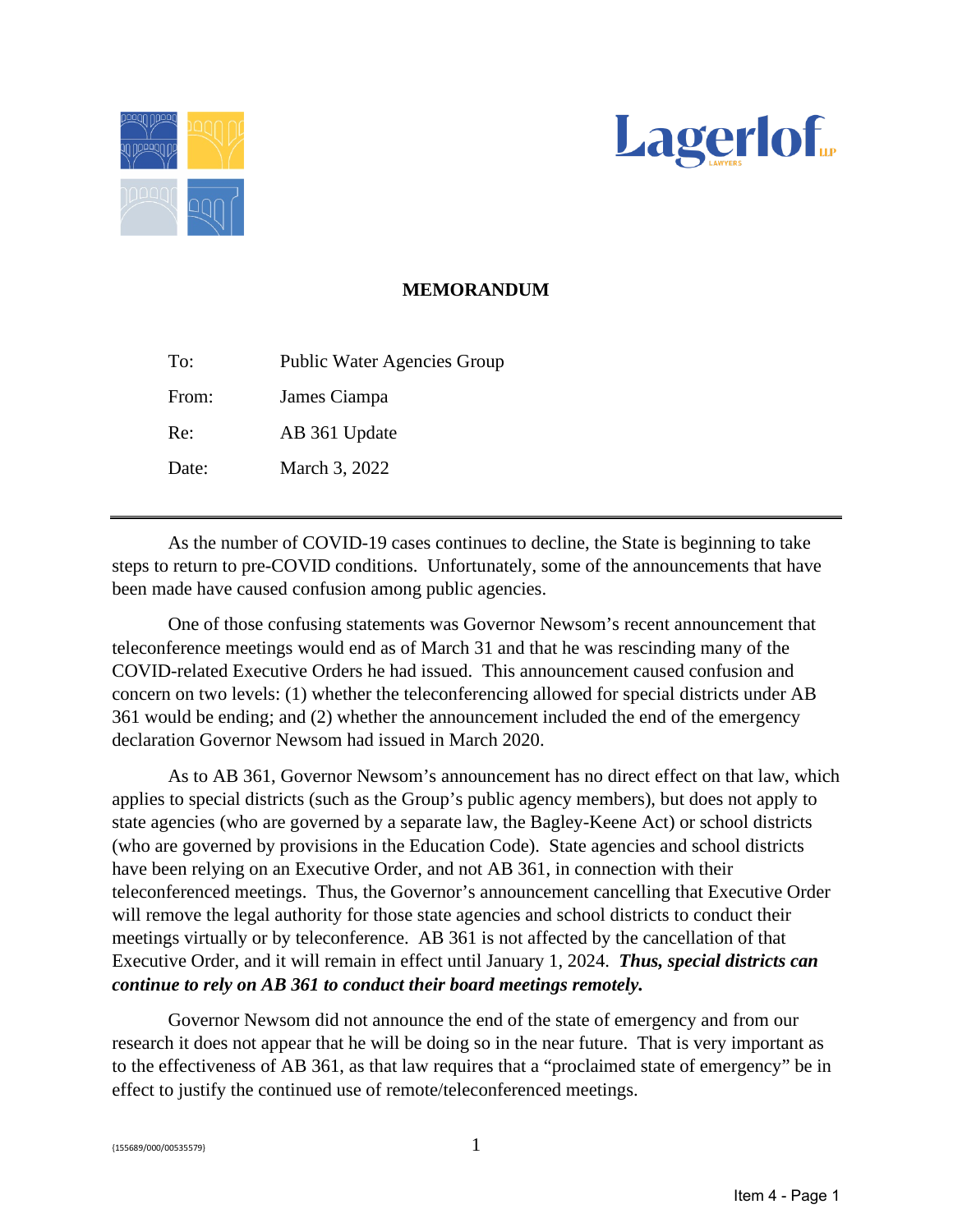# MEMORANDUM

| | |
|---|---|
| To: | Public Water Agencies Group |
| From: | James Ciampa |
| Re: | AB 361 Update |
| Date: | March 3, 2022 |

---

As the number of COVID-19 cases continues to decline, the State is beginning to take steps to return to pre-COVID conditions. Unfortunately, some of the announcements that have been made have caused confusion among public agencies.

One of those confusing statements was Governor Newsom's recent announcement that teleconference meetings would end as of March 31 and that he was rescinding many of the COVID-related Executive Orders he had issued. This announcement caused confusion and concern on two levels: (1) whether the teleconferencing allowed for special districts under AB 361 would be ending; and (2) whether the announcement included the end of the emergency declaration Governor Newsom had issued in March 2020.

As to AB 361, Governor Newsom's announcement has no direct effect on that law, which applies to special districts (such as the Group's public agency members), but does not apply to state agencies (who are governed by a separate law, the Bagley-Keene Act) or school districts (who are governed by provisions in the Education Code). State agencies and school districts have been relying on an Executive Order, and not AB 361, in connection with their teleconferenced meetings. Thus, the Governor's announcement cancelling that Executive Order will remove the legal authority for those state agencies and school districts to conduct their meetings virtually or by teleconference. AB 361 is not affected by the cancellation of that Executive Order, and it will remain in effect until January 1, 2024. ***Thus, special districts can continue to rely on AB 361 to conduct their board meetings remotely.***

Governor Newsom did not announce the end of the state of emergency and from our research it does not appear that he will be doing so in the near future. That is very important as to the effectiveness of AB 361, as that law requires that a "proclaimed state of emergency" be in effect to justify the continued use of remote/teleconferenced meetings.

{155689/000/00535579}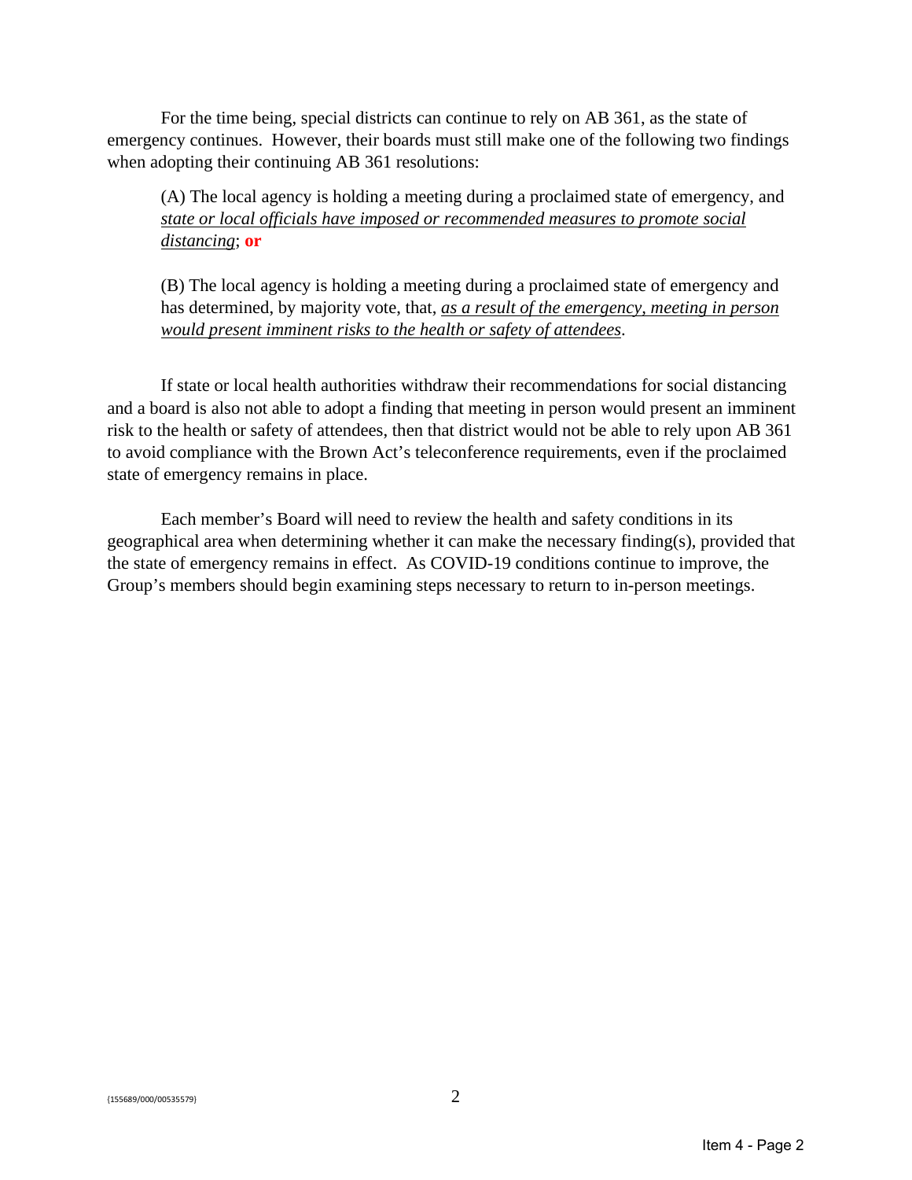For the time being, special districts can continue to rely on AB 361, as the state of emergency continues. However, their boards must still make one of the following two findings when adopting their continuing AB 361 resolutions:

> (A) The local agency is holding a meeting during a proclaimed state of emergency, and *state or local officials have imposed or recommended measures to promote social distancing*; **or**
>
> (B) The local agency is holding a meeting during a proclaimed state of emergency and has determined, by majority vote, that, *as a result of the emergency, meeting in person would present imminent risks to the health or safety of attendees*.

If state or local health authorities withdraw their recommendations for social distancing and a board is also not able to adopt a finding that meeting in person would present an imminent risk to the health or safety of attendees, then that district would not be able to rely upon AB 361 to avoid compliance with the Brown Act's teleconference requirements, even if the proclaimed state of emergency remains in place.

Each member's Board will need to review the health and safety conditions in its geographical area when determining whether it can make the necessary finding(s), provided that the state of emergency remains in effect. As COVID-19 conditions continue to improve, the Group's members should begin examining steps necessary to return to in-person meetings.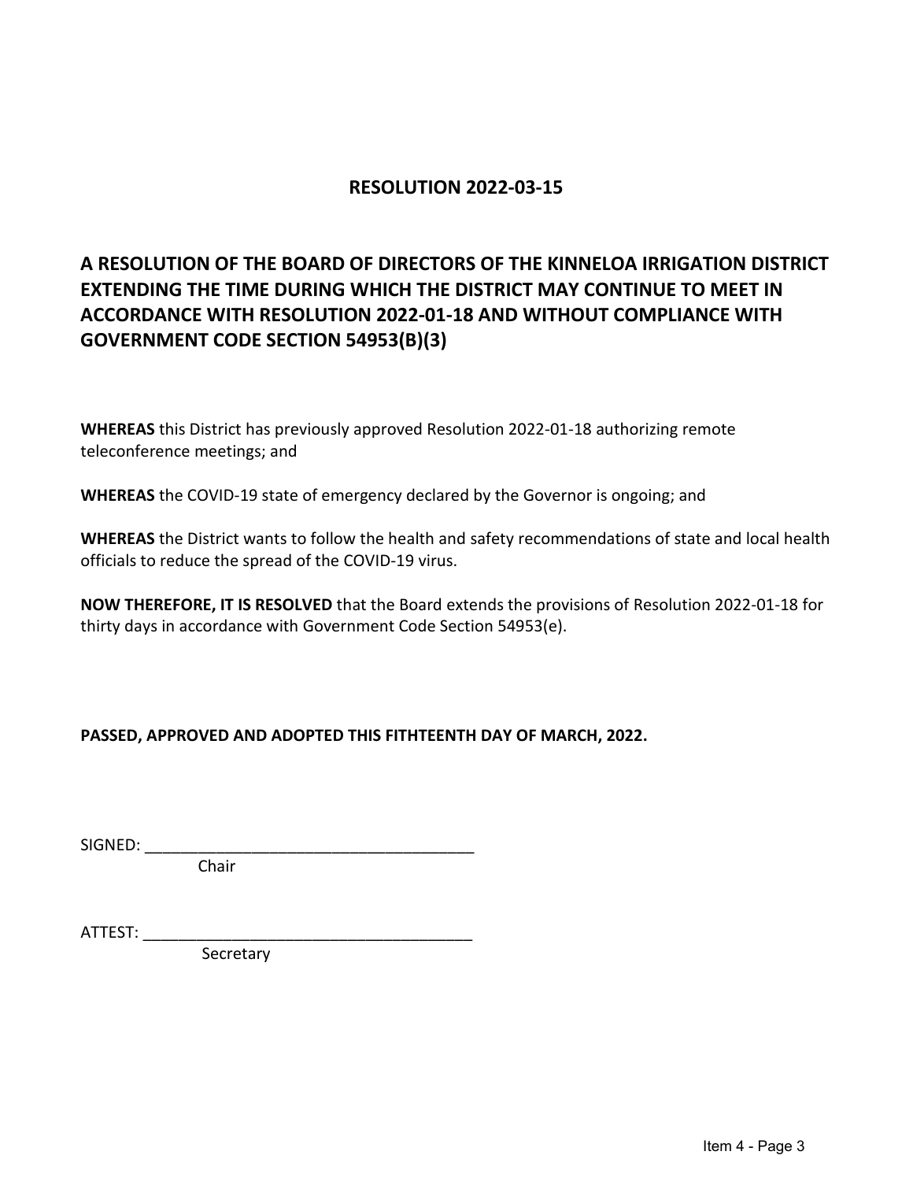# RESOLUTION 2022-03-15

## A RESOLUTION OF THE BOARD OF DIRECTORS OF THE KINNELOA IRRIGATION DISTRICT EXTENDING THE TIME DURING WHICH THE DISTRICT MAY CONTINUE TO MEET IN ACCORDANCE WITH RESOLUTION 2022-01-18 AND WITHOUT COMPLIANCE WITH GOVERNMENT CODE SECTION 54953(B)(3)

**WHEREAS** this District has previously approved Resolution 2022-01-18 authorizing remote teleconference meetings; and

**WHEREAS** the COVID-19 state of emergency declared by the Governor is ongoing; and

**WHEREAS** the District wants to follow the health and safety recommendations of state and local health officials to reduce the spread of the COVID-19 virus.

**NOW THEREFORE, IT IS RESOLVED** that the Board extends the provisions of Resolution 2022-01-18 for thirty days in accordance with Government Code Section 54953(e).

**PASSED, APPROVED AND ADOPTED THIS FITHTEENTH DAY OF MARCH, 2022.**

SIGNED: _____________________________________
Chair

ATTEST: _____________________________________
Secretary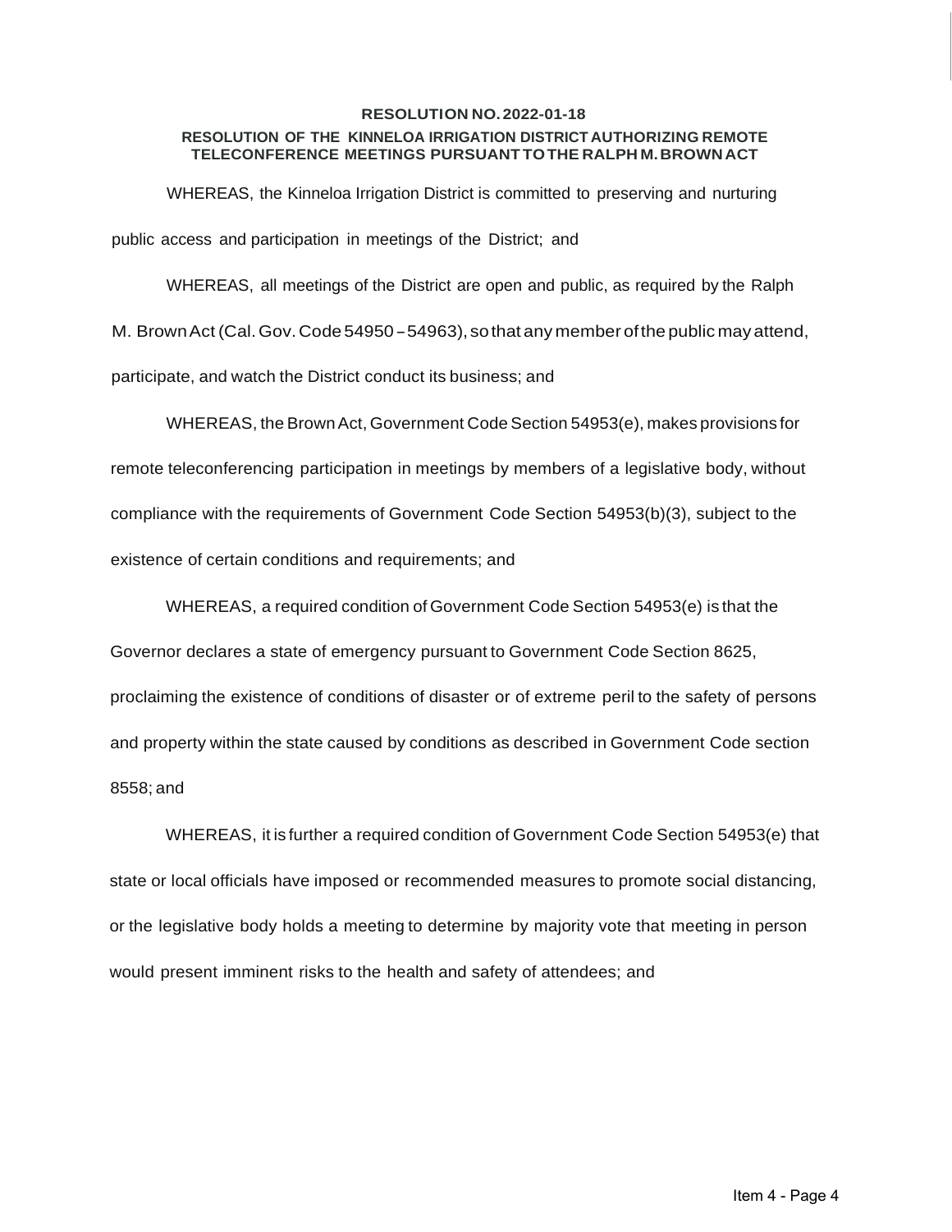**RESOLUTION NO. 2022-01-18**

**RESOLUTION OF THE KINNELOA IRRIGATION DISTRICT AUTHORIZING REMOTE TELECONFERENCE MEETINGS PURSUANT TO THE RALPH M. BROWN ACT**

WHEREAS, the Kinneloa Irrigation District is committed to preserving and nurturing public access and participation in meetings of the District; and

WHEREAS, all meetings of the District are open and public, as required by the Ralph M. Brown Act (Cal. Gov. Code 54950 – 54963), so that any member of the public may attend, participate, and watch the District conduct its business; and

WHEREAS, the Brown Act, Government Code Section 54953(e), makes provisions for remote teleconferencing participation in meetings by members of a legislative body, without compliance with the requirements of Government Code Section 54953(b)(3), subject to the existence of certain conditions and requirements; and

WHEREAS, a required condition of Government Code Section 54953(e) is that the Governor declares a state of emergency pursuant to Government Code Section 8625, proclaiming the existence of conditions of disaster or of extreme peril to the safety of persons and property within the state caused by conditions as described in Government Code section 8558; and

WHEREAS, it is further a required condition of Government Code Section 54953(e) that state or local officials have imposed or recommended measures to promote social distancing, or the legislative body holds a meeting to determine by majority vote that meeting in person would present imminent risks to the health and safety of attendees; and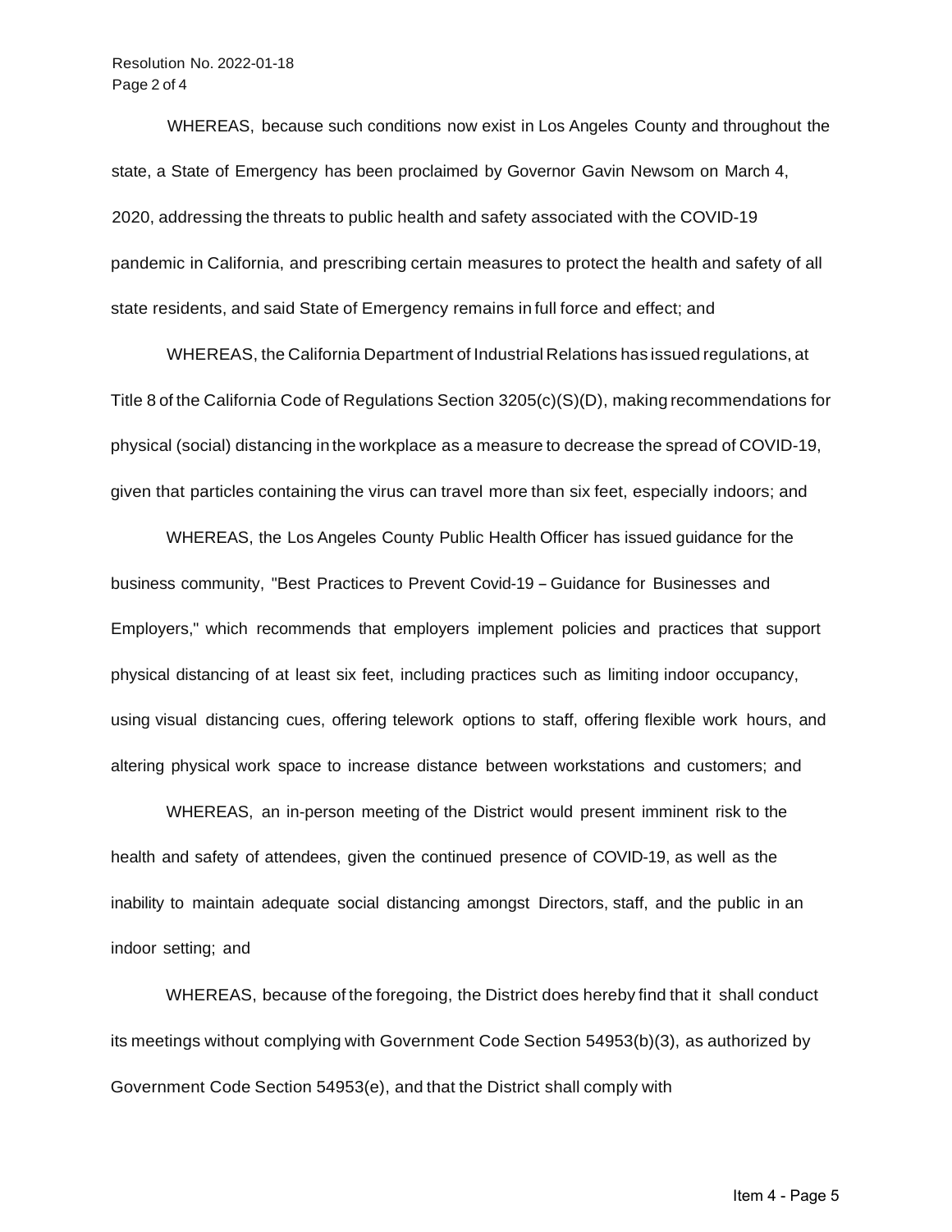WHEREAS, because such conditions now exist in Los Angeles County and throughout the state, a State of Emergency has been proclaimed by Governor Gavin Newsom on March 4, 2020, addressing the threats to public health and safety associated with the COVID-19 pandemic in California, and prescribing certain measures to protect the health and safety of all state residents, and said State of Emergency remains in full force and effect; and

WHEREAS, the California Department of Industrial Relations has issued regulations, at Title 8 of the California Code of Regulations Section 3205(c)(S)(D), making recommendations for physical (social) distancing in the workplace as a measure to decrease the spread of COVID-19, given that particles containing the virus can travel more than six feet, especially indoors; and

WHEREAS, the Los Angeles County Public Health Officer has issued guidance for the business community, "Best Practices to Prevent Covid-19 – Guidance for Businesses and Employers," which recommends that employers implement policies and practices that support physical distancing of at least six feet, including practices such as limiting indoor occupancy, using visual distancing cues, offering telework options to staff, offering flexible work hours, and altering physical work space to increase distance between workstations and customers; and

WHEREAS, an in-person meeting of the District would present imminent risk to the health and safety of attendees, given the continued presence of COVID-19, as well as the inability to maintain adequate social distancing amongst Directors, staff, and the public in an indoor setting; and

WHEREAS, because of the foregoing, the District does hereby find that it shall conduct its meetings without complying with Government Code Section 54953(b)(3), as authorized by Government Code Section 54953(e), and that the District shall comply with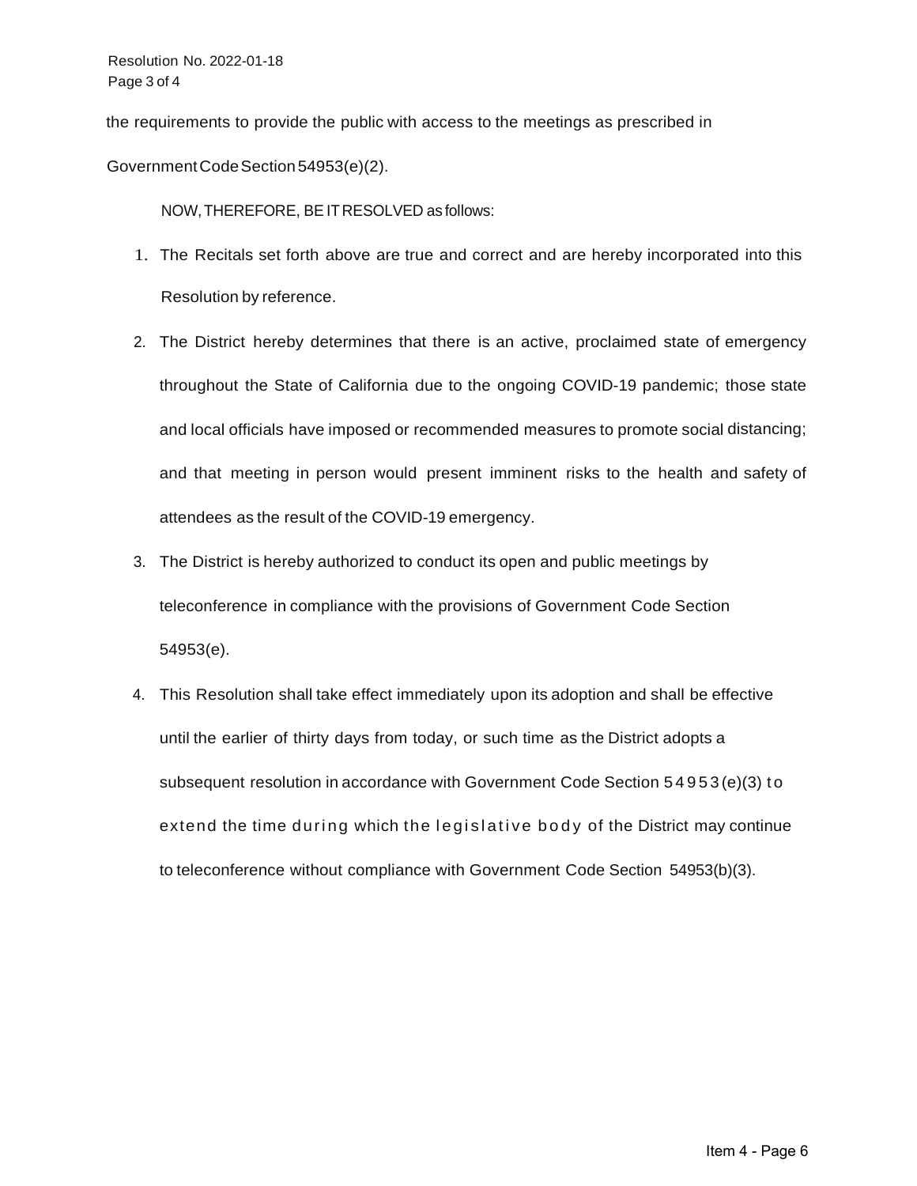the requirements to provide the public with access to the meetings as prescribed in Government Code Section 54953(e)(2).

NOW, THEREFORE, BE IT RESOLVED as follows:

1. The Recitals set forth above are true and correct and are hereby incorporated into this Resolution by reference.
2. The District hereby determines that there is an active, proclaimed state of emergency throughout the State of California due to the ongoing COVID-19 pandemic; those state and local officials have imposed or recommended measures to promote social distancing; and that meeting in person would present imminent risks to the health and safety of attendees as the result of the COVID-19 emergency.
3. The District is hereby authorized to conduct its open and public meetings by teleconference in compliance with the provisions of Government Code Section 54953(e).
4. This Resolution shall take effect immediately upon its adoption and shall be effective until the earlier of thirty days from today, or such time as the District adopts a subsequent resolution in accordance with Government Code Section 54953(e)(3) to extend the time during which the legislative body of the District may continue to teleconference without compliance with Government Code Section 54953(b)(3).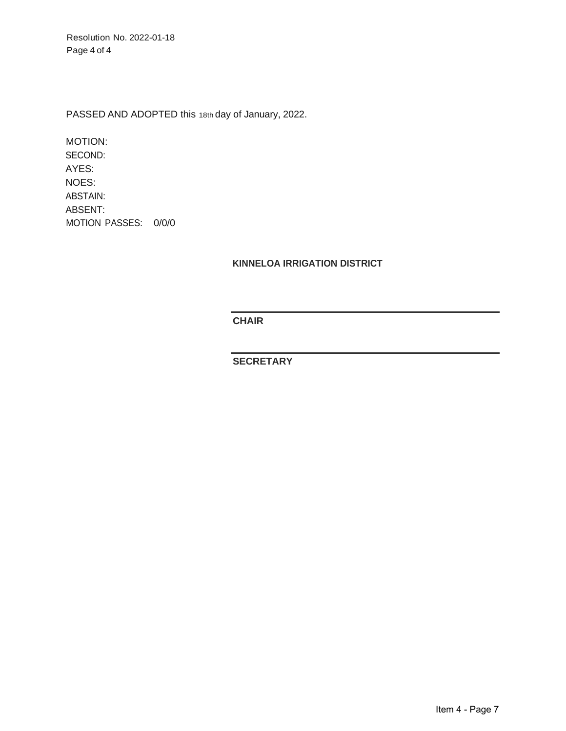PASSED AND ADOPTED this 18th day of January, 2022.

MOTION:
SECOND:
AYES:
NOES:
ABSTAIN:
ABSENT:
MOTION PASSES: 0/0/0

**KINNELOA IRRIGATION DISTRICT**

**CHAIR**

**SECRETARY**